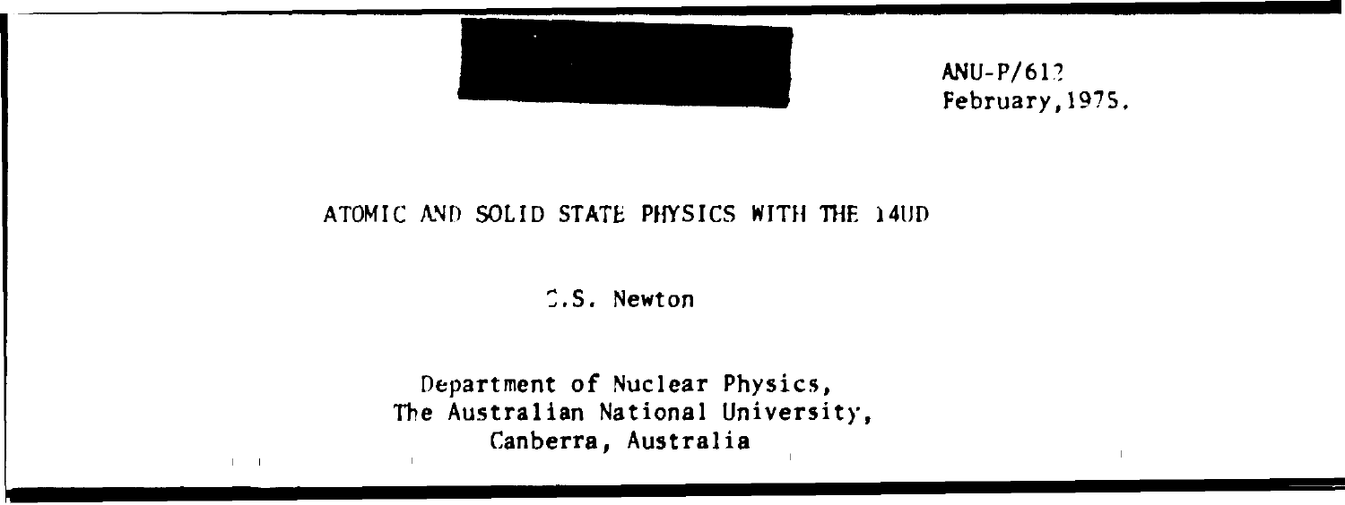ANU-P/612
February, 1975.

# ATOMIC AND SOLID STATE PHYSICS WITH THE 14UD

C.S. Newton

Department of Nuclear Physics,
The Australian National University,
Canberra, Australia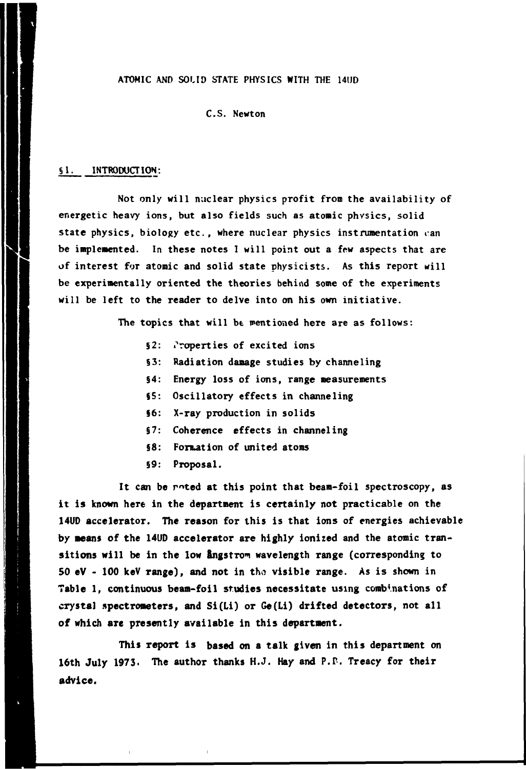# ATOMIC AND SOLID STATE PHYSICS WITH THE 14UD

C.S. Newton

## §1. INTRODUCTION:

Not only will nuclear physics profit from the availability of energetic heavy ions, but also fields such as atomic physics, solid state physics, biology etc., where nuclear physics instrumentation can be implemented. In these notes I will point out a few aspects that are of interest for atomic and solid state physicists. As this report will be experimentally oriented the theories behind some of the experiments will be left to the reader to delve into on his own initiative.

The topics that will be mentioned here are as follows:

- §2: Properties of excited ions
- §3: Radiation damage studies by channeling
- §4: Energy loss of ions, range measurements
- §5: Oscillatory effects in channeling
- §6: X-ray production in solids
- §7: Coherence effects in channeling
- §8: Formation of united atoms
- §9: Proposal.

It can be noted at this point that beam-foil spectroscopy, as it is known here in the department is certainly not practicable on the 14UD accelerator. The reason for this is that ions of energies achievable by means of the 14UD accelerator are highly ionized and the atomic transitions will be in the low ångstrom wavelength range (corresponding to 50 eV - 100 keV range), and not in the visible range. As is shown in Table 1, continuous beam-foil studies necessitate using combinations of crystal spectrometers, and Si(Li) or Ge(Li) drifted detectors, not all of which are presently available in this department.

This report is based on a talk given in this department on 16th July 1973. The author thanks H.J. Hay and P.B. Treacy for their advice.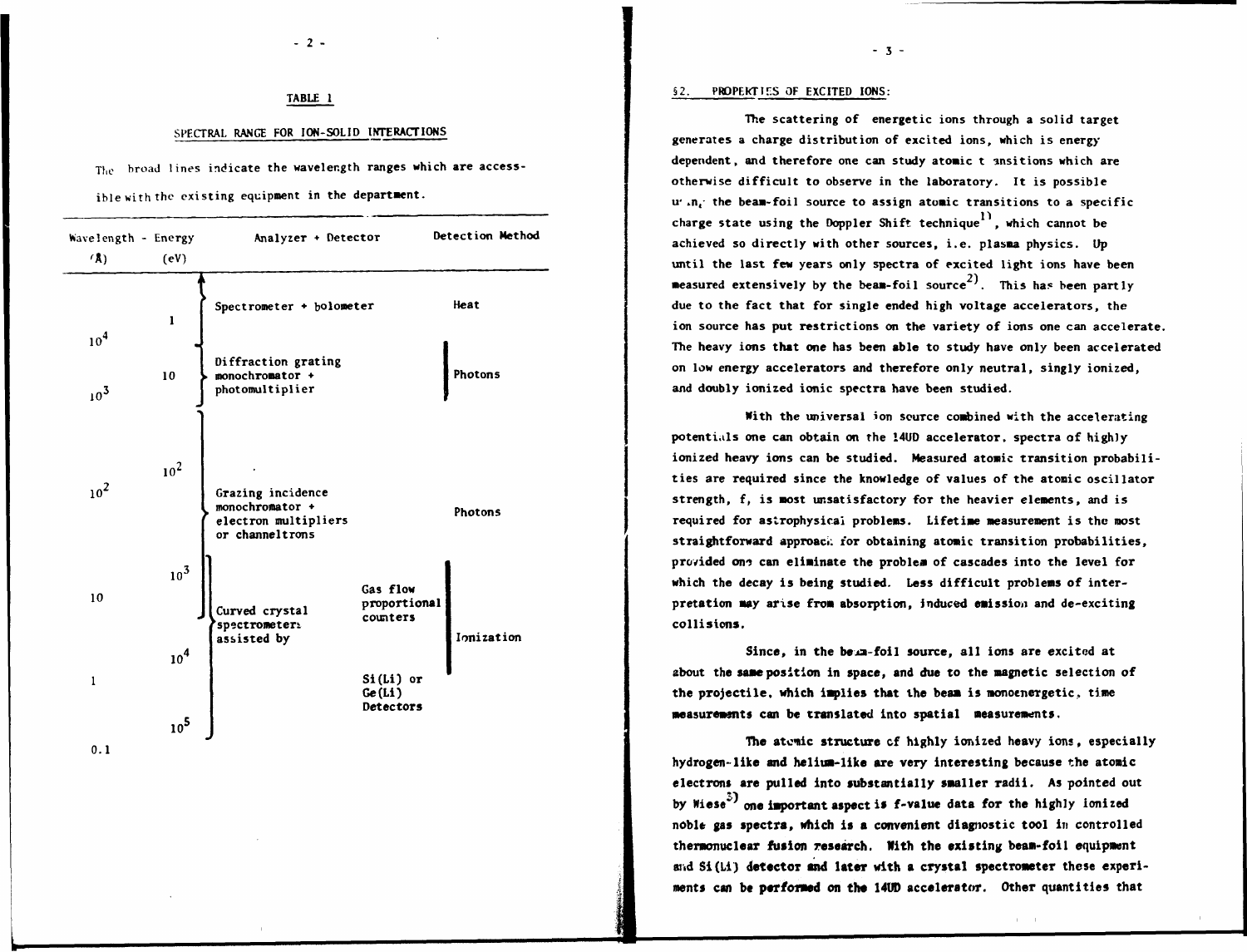#### TABLE 1

#### SPECTRAL RANGE FOR ION-SOLID INTERACTIONS

The broad lines indicate the wavelength ranges which are accessible with the existing equipment in the department.

| Wavelength (Å) | Energy (eV) | Analyzer + Detector | | Detection Method |
|---|---|---|---|---|
| $10^4$ | 1 | Spectrometer + bolometer | | Heat |
| $10^3$ | 10 | Diffraction grating monochromator + photomultiplier | | Photons |
| $10^2$ | $10^2$ | Grazing incidence monochromator + electron multipliers or channeltrons | | Photons |
| 10 | $10^3$ | Curved crystal spectrometers assisted by | Gas flow proportional counters | Ionization |
| 1 | $10^4$ | | Si(Li) or Ge(Li) Detectors | |
| 0.1 | $10^5$ | | | |

### §2. PROPERTIES OF EXCITED IONS:

The scattering of energetic ions through a solid target generates a charge distribution of excited ions, which is energy dependent, and therefore one can study atomic transitions which are otherwise difficult to observe in the laboratory. It is possible using the beam-foil source to assign atomic transitions to a specific charge state using the Doppler Shift technique[1], which cannot be achieved so directly with other sources, i.e. plasma physics. Up until the last few years only spectra of excited light ions have been measured extensively by the beam-foil source[2]. This has been partly due to the fact that for single ended high voltage accelerators, the ion source has put restrictions on the variety of ions one can accelerate. The heavy ions that one has been able to study have only been accelerated on low energy accelerators and therefore only neutral, singly ionized, and doubly ionized ionic spectra have been studied.

With the universal ion source combined with the accelerating potentials one can obtain on the 14UD accelerator, spectra of highly ionized heavy ions can be studied. Measured atomic transition probabilities are required since the knowledge of values of the atomic oscillator strength, f, is most unsatisfactory for the heavier elements, and is required for astrophysical problems. Lifetime measurement is the most straightforward approach for obtaining atomic transition probabilities, provided one can eliminate the problem of cascades into the level for which the decay is being studied. Less difficult problems of interpretation may arise from absorption, induced emission and de-exciting collisions.

Since, in the beam-foil source, all ions are excited at about the same position in space, and due to the magnetic selection of the projectile, which implies that the beam is monoenergetic, time measurements can be translated into spatial measurements.

The atomic structure of highly ionized heavy ions, especially hydrogen-like and helium-like are very interesting because the atomic electrons are pulled into substantially smaller radii. As pointed out by Wiese[3] one important aspect is f-value data for the highly ionized noble gas spectra, which is a convenient diagnostic tool in controlled thermonuclear fusion research. With the existing beam-foil equipment and Si(Li) detector and later with a crystal spectrometer these experiments can be performed on the 14UD accelerator. Other quantities that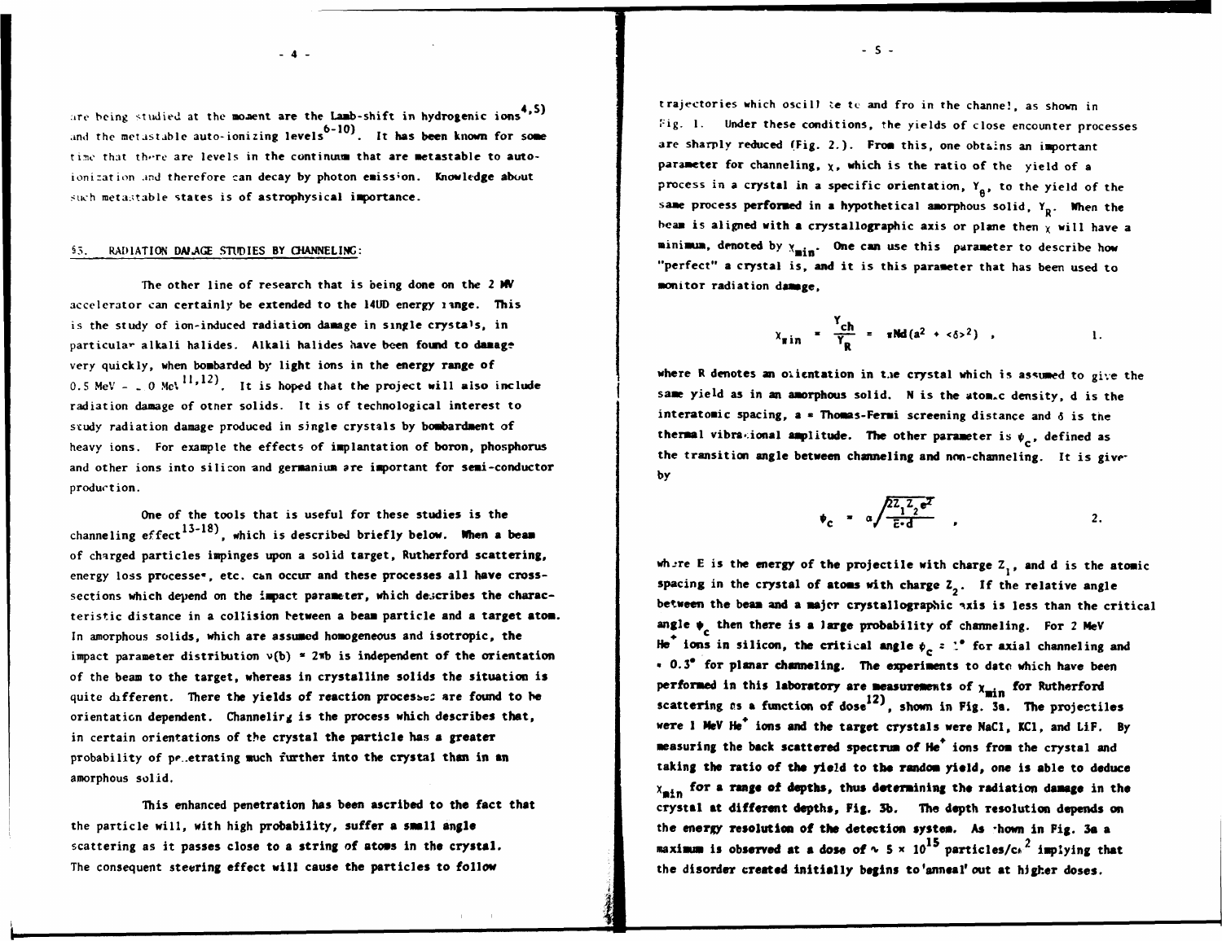are being studied at the moment are the Lamb-shift in hydrogenic ions[4,5] and the metastable auto-ionizing levels[6-10]. It has been known for some time that there are levels in the continuum that are metastable to auto-ionization and therefore can decay by photon emission. Knowledge about such metastable states is of astrophysical importance.

## §5. RADIATION DAMAGE STUDIES BY CHANNELING:

The other line of research that is being done on the 2 MV accelerator can certainly be extended to the 14UD energy range. This is the study of ion-induced radiation damage in single crystals, in particular alkali halides. Alkali halides have been found to damage very quickly, when bombarded by light ions in the energy range of 0.5 MeV - 2.0 MeV[11,12]. It is hoped that the project will also include radiation damage of other solids. It is of technological interest to study radiation damage produced in single crystals by bombardment of heavy ions. For example the effects of implantation of boron, phosphorus and other ions into silicon and germanium are important for semi-conductor production.

One of the tools that is useful for these studies is the channeling effect[13-18], which is described briefly below. When a beam of charged particles impinges upon a solid target, Rutherford scattering, energy loss processes, etc. can occur and these processes all have cross-sections which depend on the impact parameter, which describes the characteristic distance in a collision between a beam particle and a target atom. In amorphous solids, which are assumed homogeneous and isotropic, the impact parameter distribution $\nu(b) = 2\pi b$ is independent of the orientation of the beam to the target, whereas in crystalline solids the situation is quite different. There the yields of reaction processes are found to be orientation dependent. Channeling is the process which describes that, in certain orientations of the crystal the particle has a greater probability of penetrating much further into the crystal than in an amorphous solid.

This enhanced penetration has been ascribed to the fact that the particle will, with high probability, suffer a small angle scattering as it passes close to a string of atoms in the crystal. The consequent steering effect will cause the particles to follow trajectories which oscillate to and fro in the channel, as shown in Fig. 1. Under these conditions, the yields of close encounter processes are sharply reduced (Fig. 2.). From this, one obtains an important parameter for channeling, $\chi$, which is the ratio of the yield of a process in a crystal in a specific orientation, $Y_\theta$, to the yield of the same process performed in a hypothetical amorphous solid, $Y_R$. When the beam is aligned with a crystallographic axis or plane then $\chi$ will have a minimum, denoted by $\chi_{min}$. One can use this parameter to describe how "perfect" a crystal is, and it is this parameter that has been used to monitor radiation damage,

$$\chi_{min} = \frac{Y_{ch}}{Y_R} = \pi N d(a^2 + \langle\delta^2\rangle) \quad , \qquad 1.$$

where R denotes an orientation in the crystal which is assumed to give the same yield as in an amorphous solid. N is the atomic density, d is the interatomic spacing, a = Thomas-Fermi screening distance and $\delta$ is the thermal vibrational amplitude. The other parameter is $\psi_c$, defined as the transition angle between channeling and non-channeling. It is given by

$$\psi_c = \alpha\sqrt{\frac{2Z_1Z_2e^2}{E\cdot d}} \quad , \qquad 2.$$

where E is the energy of the projectile with charge $Z_1$, and d is the atomic spacing in the crystal of atoms with charge $Z_2$. If the relative angle between the beam and a major crystallographic axis is less than the critical angle $\psi_c$ then there is a large probability of channeling. For 2 MeV $He^+$ ions in silicon, the critical angle $\psi_c \simeq 1°$ for axial channeling and $\simeq 0.3°$ for planar channeling. The experiments to date which have been performed in this laboratory are measurements of $\chi_{min}$ for Rutherford scattering as a function of dose[12], shown in Fig. 3a. The projectiles were 1 MeV $He^+$ ions and the target crystals were NaCl, KCl, and LiF. By measuring the back scattered spectrum of $He^+$ ions from the crystal and taking the ratio of the yield to the random yield, one is able to deduce $\chi_{min}$ for a range of depths, thus determining the radiation damage in the crystal at different depths, Fig. 3b. The depth resolution depends on the energy resolution of the detection system. As shown in Fig. 3a a maximum is observed at a dose of $\sim 5 \times 10^{15}$ particles/cm$^2$ implying that the disorder created initially begins to 'anneal' out at higher doses.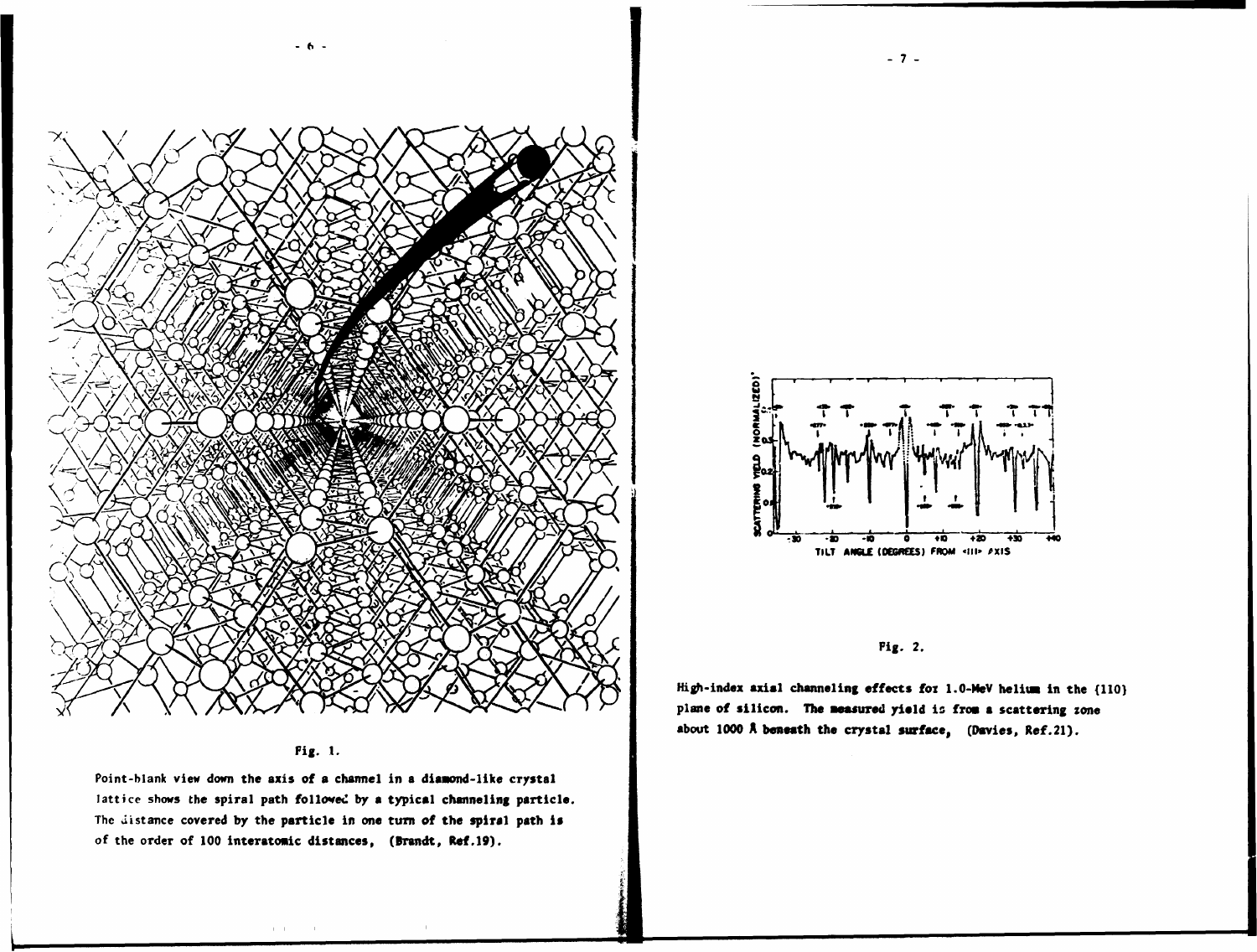Fig. 1.

Point-blank view down the axis of a channel in a diamond-like crystal lattice shows the spiral path followed by a typical channeling particle. The distance covered by the particle in one turn of the spiral path is of the order of 100 interatomic distances, (Brandt, Ref.19).

Fig. 2.

High-index axial channeling effects for 1.0-MeV helium in the {110} plane of silicon. The measured yield is from a scattering zone about 1000 Å beneath the crystal surface, (Davies, Ref.21).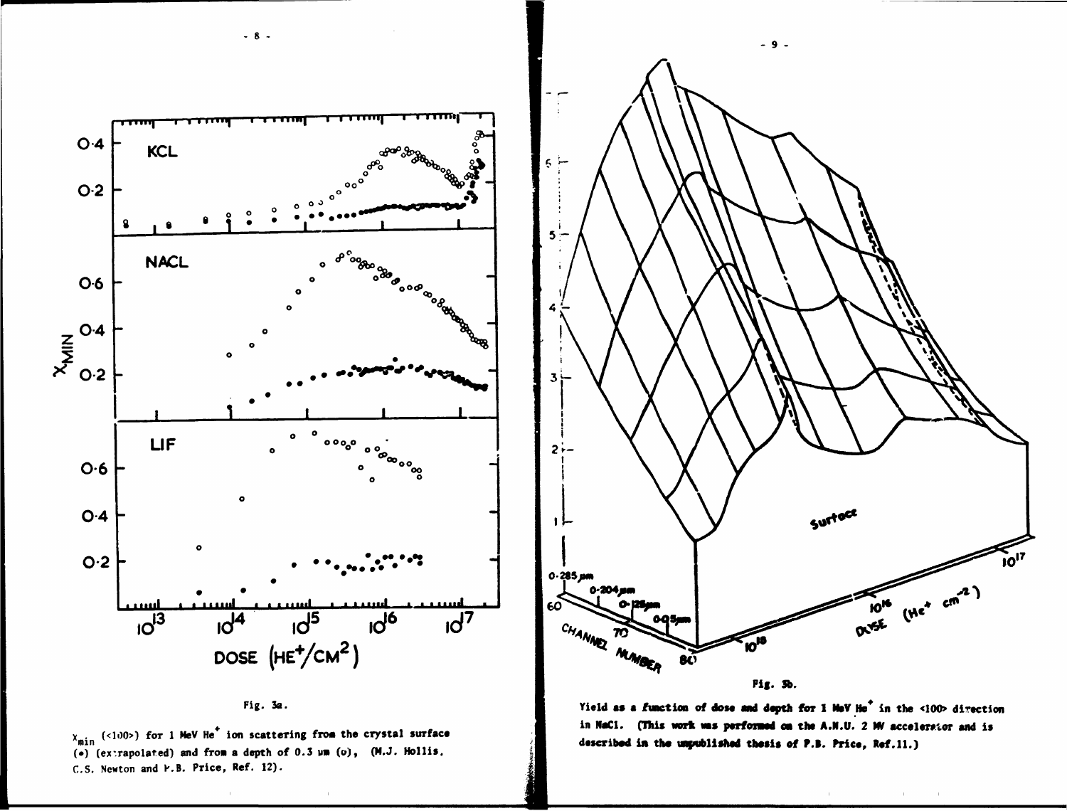Fig. 3a.

$\chi_{min}$ (<100>) for 1 MeV $He^+$ ion scattering from the crystal surface (•) (extrapolated) and from a depth of 0.3 μm (o), (M.J. Hollis, C.S. Newton and P.B. Price, Ref. 12).

Fig. 3b.

**Yield as a function of dose and depth for 1 MeV $He^+$ in the <100> direction in NaCl. (This work was performed on the A.N.U. 2 MV accelerator and is described in the unpublished thesis of P.B. Price, Ref.11.)**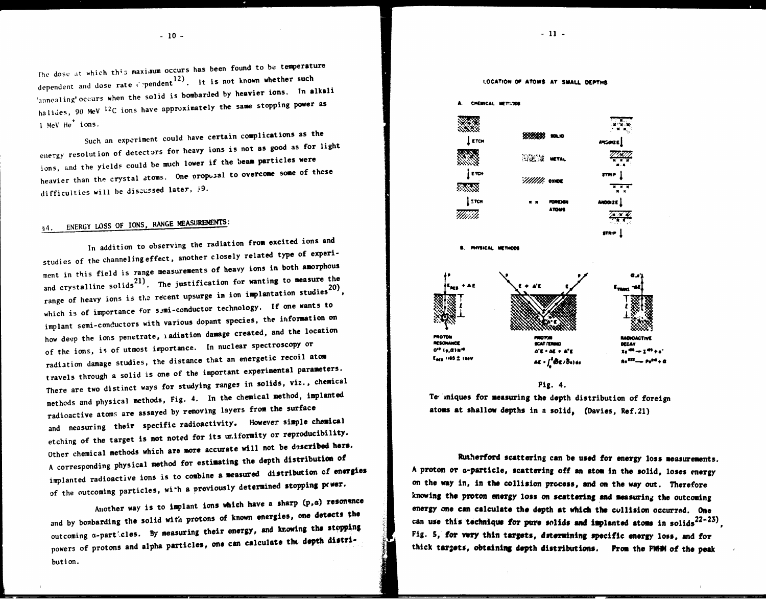The dose at which this maximum occurs has been found to be temperature dependent and dose rate dependent[12]. It is not known whether such 'annealing' occurs when the solid is bombarded by heavier ions. In alkali halides, 90 MeV $^{12}C$ ions have approximately the same stopping power as 1 MeV $He^+$ ions.

Such an experiment could have certain complications as the energy resolution of detectors for heavy ions is not as good as for light ions, and the yields could be much lower if the beam particles were heavier than the crystal atoms. One proposal to overcome some of these difficulties will be discussed later, §9.

## §4. ENERGY LOSS OF IONS, RANGE MEASUREMENTS:

In addition to observing the radiation from excited ions and studies of the channeling effect, another closely related type of experiment in this field is range measurements of heavy ions in both amorphous and crystalline solids[21]. The justification for wanting to measure the range of heavy ions is the recent upsurge in ion implantation studies[20], which is of importance for semi-conductor technology. If one wants to implant semi-conductors with various dopant species, the information on how deep the ions penetrate, radiation damage created, and the location of the ions, is of utmost importance. In nuclear spectroscopy or radiation damage studies, the distance that an energetic recoil atom travels through a solid is one of the important experimental parameters. There are two distinct ways for studying ranges in solids, viz., chemical methods and physical methods, Fig. 4. In the chemical method, implanted radioactive atoms are assayed by removing layers from the surface and measuring their specific radioactivity. However simple chemical etching of the target is not noted for its uniformity or reproducibility. Other chemical methods which are more accurate will not be described here. A corresponding physical method for estimating the depth distribution of implanted radioactive ions is to combine a measured distribution of energies of the outcoming particles, with a previously determined stopping power.

Another way is to implant ions which have a sharp (p,α) resonance and by bombarding the solid with protons of known energies, one detects the outcoming α-particles. By measuring their energy, and knowing the stopping powers of protons and alpha particles, one can calculate the depth distribution.

Fig. 4.
Techniques for measuring the depth distribution of foreign atoms at shallow depths in a solid, (Davies, Ref.21)

Rutherford scattering can be used for energy loss measurements. A proton or α-particle, scattering off an atom in the solid, loses energy on the way in, in the collision process, and on the way out. Therefore knowing the proton energy loss on scattering and measuring the outcoming energy one can calculate the depth at which the collision occurred. One can use this technique for pure solids and implanted atoms in solids[22-23], Fig. 5, for very thin targets, determining specific energy loss, and for thick targets, obtaining depth distributions. From the FWHM of the peak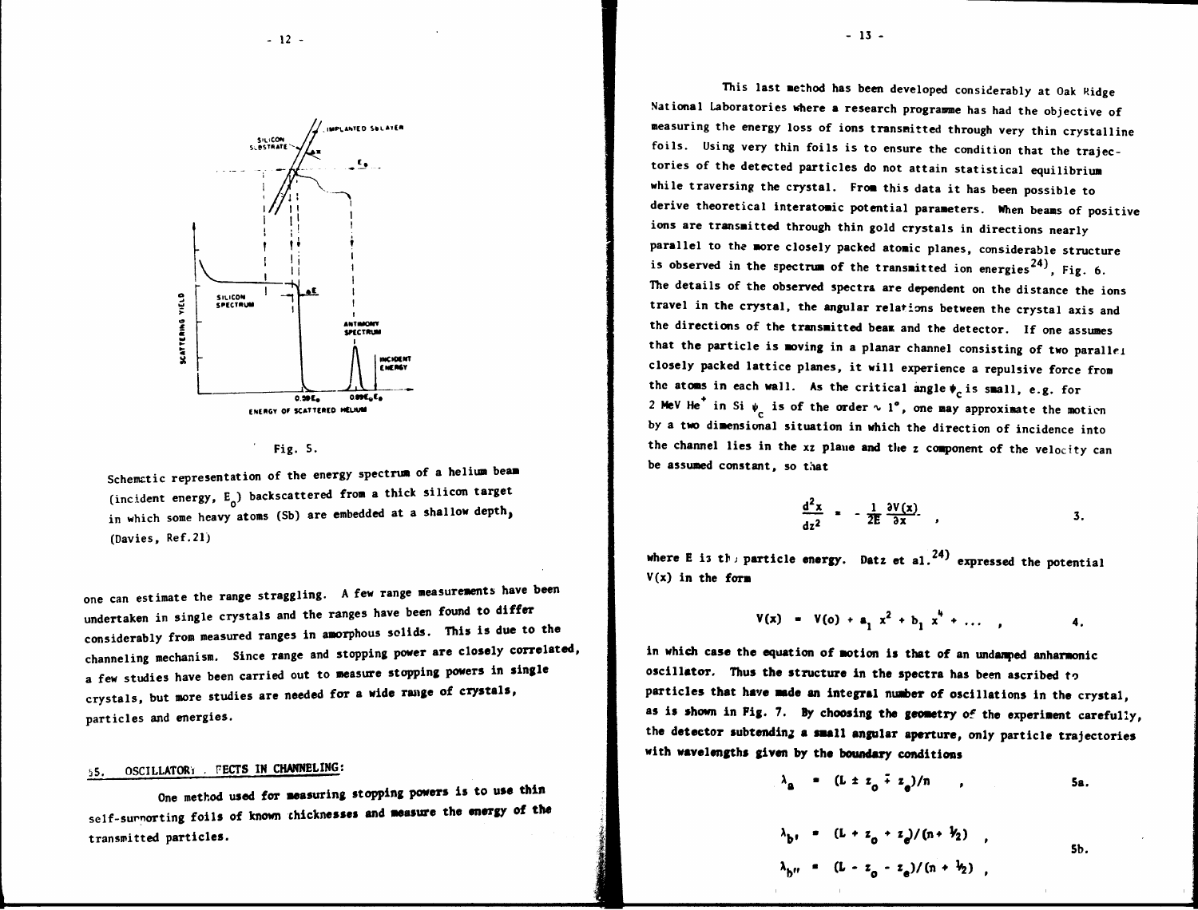Fig. 5.

Schematic representation of the energy spectrum of a helium beam (incident energy, $E_0$) backscattered from a thick silicon target in which some heavy atoms (Sb) are embedded at a shallow depth, (Davies, Ref.21)

one can estimate the range straggling. A few range measurements have been undertaken in single crystals and the ranges have been found to differ considerably from measured ranges in amorphous solids. This is due to the channeling mechanism. Since range and stopping power are closely correlated, a few studies have been carried out to measure stopping powers in single crystals, but more studies are needed for a wide range of crystals, particles and energies.

## 5. OSCILLATORY EFFECTS IN CHANNELING:

One method used for measuring stopping powers is to use thin self-supporting foils of known thicknesses and measure the energy of the transmitted particles.

This last method has been developed considerably at Oak Ridge National Laboratories where a research programme has had the objective of measuring the energy loss of ions transmitted through very thin crystalline foils. Using very thin foils is to ensure the condition that the trajectories of the detected particles do not attain statistical equilibrium while traversing the crystal. From this data it has been possible to derive theoretical interatomic potential parameters. When beams of positive ions are transmitted through thin gold crystals in directions nearly parallel to the more closely packed atomic planes, considerable structure is observed in the spectrum of the transmitted ion energies[24], Fig. 6. The details of the observed spectra are dependent on the distance the ions travel in the crystal, the angular relations between the crystal axis and the directions of the transmitted beam and the detector. If one assumes that the particle is moving in a planar channel consisting of two parallel closely packed lattice planes, it will experience a repulsive force from the atoms in each wall. As the critical angle $\psi_c$ is small, e.g. for 2 MeV $He^+$ in Si $\psi_c$ is of the order $\sim 1°$, one may approximate the motion by a two dimensional situation in which the direction of incidence into the channel lies in the xz plane and the z component of the velocity can be assumed constant, so that

$$\frac{d^2x}{dz^2} = -\frac{1}{2E}\frac{\partial V(x)}{\partial x} \quad , \qquad 3.$$

where E is the particle energy. Datz et al.[24] expressed the potential V(x) in the form

$$V(x) = V(0) + a_1 x^2 + b_1 x^4 + \ldots \quad , \qquad 4.$$

in which case the equation of motion is that of an undamped anharmonic oscillator. Thus the structure in the spectra has been ascribed to particles that have made an integral number of oscillations in the crystal, as is shown in Fig. 7. By choosing the geometry of the experiment carefully, the detector subtending a small angular aperture, only particle trajectories with wavelengths given by the boundary conditions

$$\lambda_a = (L \pm z_0 \mp z_e)/n \quad , \qquad 5a.$$

$$\lambda_{b'} = (L + z_0 + z_e)/(n + \tfrac{1}{2}) \quad ,$$

$$\lambda_{b''} = (L - z_0 - z_e)/(n + \tfrac{1}{2}) \quad , \qquad 5b.$$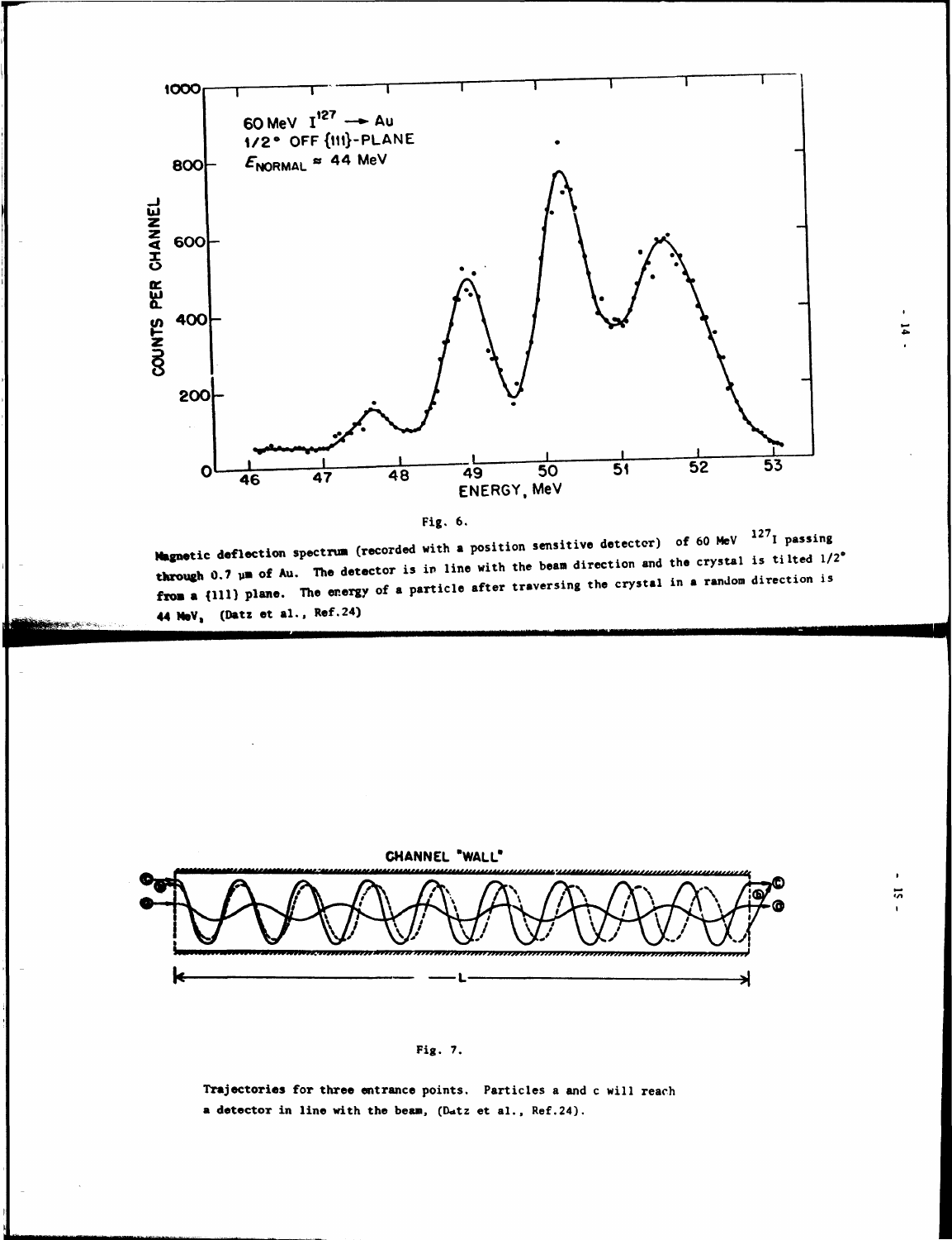Fig. 6.

Magnetic deflection spectrum (recorded with a position sensitive detector) of 60 MeV $^{127}$I passing through 0.7 μm of Au. The detector is in line with the beam direction and the crystal is tilted 1/2° from a {111} plane. The energy of a particle after traversing the crystal in a random direction is 44 MeV, (Datz et al., Ref.24)

Fig. 7.

Trajectories for three entrance points. Particles a and c will reach a detector in line with the beam, (Datz et al., Ref.24).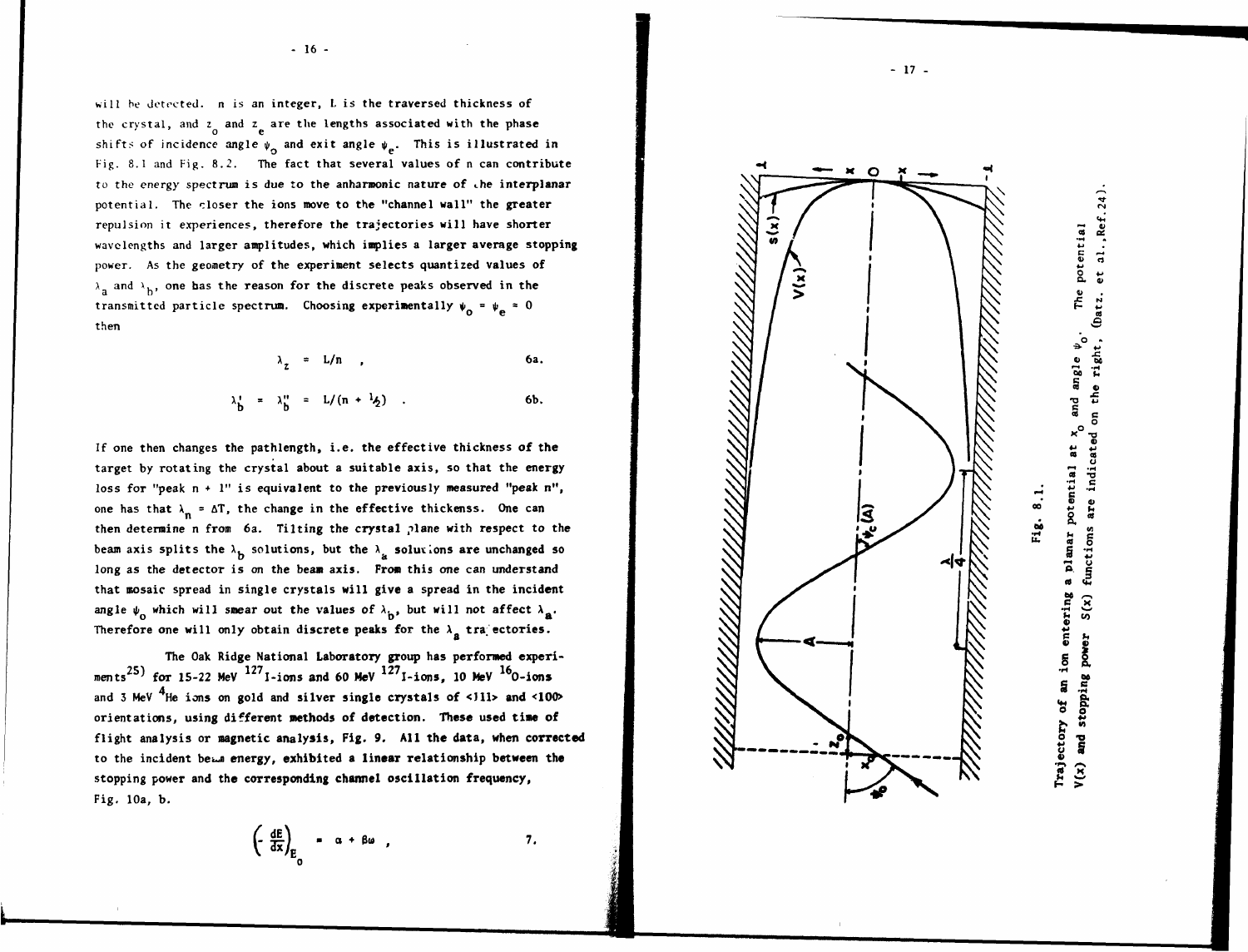will be detected. n is an integer, L is the traversed thickness of the crystal, and $z_o$ and $z_e$ are the lengths associated with the phase shifts of incidence angle $\psi_o$ and exit angle $\psi_e$. This is illustrated in Fig. 8.1 and Fig. 8.2. The fact that several values of n can contribute to the energy spectrum is due to the anharmonic nature of the interplanar potential. The closer the ions move to the "channel wall" the greater repulsion it experiences, therefore the trajectories will have shorter wavelengths and larger amplitudes, which implies a larger average stopping power. As the geometry of the experiment selects quantized values of $\lambda_a$ and $\lambda_b$, one has the reason for the discrete peaks observed in the transmitted particle spectrum. Choosing experimentally $\psi_o = \psi_e = 0$ then

$$\lambda_z = L/n \quad , \qquad \text{6a.}$$

$$\lambda_b' = \lambda_b'' = L/(n + \tfrac{1}{2}) \quad . \qquad \text{6b.}$$

If one then changes the pathlength, i.e. the effective thickness of the target by rotating the crystal about a suitable axis, so that the energy loss for "peak n + 1" is equivalent to the previously measured "peak n", one has that $\lambda_n = \Delta T$, the change in the effective thickenss. One can then determine n from 6a. Tilting the crystal plane with respect to the beam axis splits the $\lambda_b$ solutions, but the $\lambda_a$ solutions are unchanged so long as the detector is on the beam axis. From this one can understand that mosaic spread in single crystals will give a spread in the incident angle $\psi_o$ which will smear out the values of $\lambda_b$, but will not affect $\lambda_a$. Therefore one will only obtain discrete peaks for the $\lambda_a$ trajectories.

The Oak Ridge National Laboratory group has performed experiments[25] for 15-22 MeV $^{127}$I-ions and 60 MeV $^{127}$I-ions, 10 MeV $^{16}$O-ions and 3 MeV $^{4}$He ions on gold and silver single crystals of <111> and <100> orientations, using different methods of detection. These used time of flight analysis or magnetic analysis, Fig. 9. All the data, when corrected to the incident beam energy, exhibited a linear relationship between the stopping power and the corresponding channel oscillation frequency, Fig. 10a, b.

$$\left(-\frac{dE}{dx}\right)_{E_o} = \alpha + \beta\omega \quad , \qquad \text{7.}$$

Fig. 8.1. Trajectory of an ion entering a planar potential at $x_o$ and angle $\psi_o$. The potential V(x) and stopping power S(x) functions are indicated on the right, (Datz. et al.,Ref.24).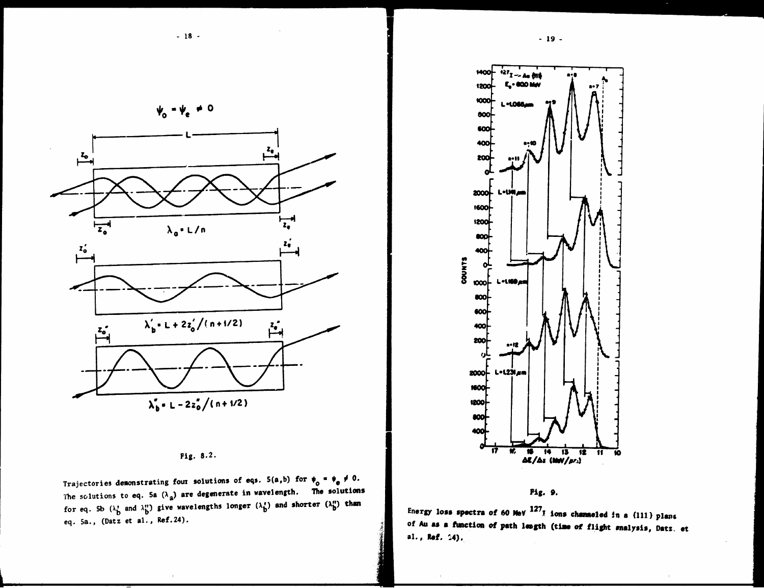Fig. 8.2.

Trajectories demonstrating four solutions of eqs. 5(a,b) for $\psi_o = \psi_e \neq 0$. The solutions to eq. 5a ($\lambda_a$) are degenerate in wavelength. The solutions for eq. 5b ($\lambda_b'$ and $\lambda_b''$) give wavelengths longer ($\lambda_b'$) and shorter ($\lambda_b''$) than eq. 5a., (Datz et al., Ref.24).

Fig. 9.

Energy loss spectra of 60 MeV $^{127}$I ions channeled in a (111) plane of Au as a function of path length (time of flight analysis, Datz et al., Ref. 24).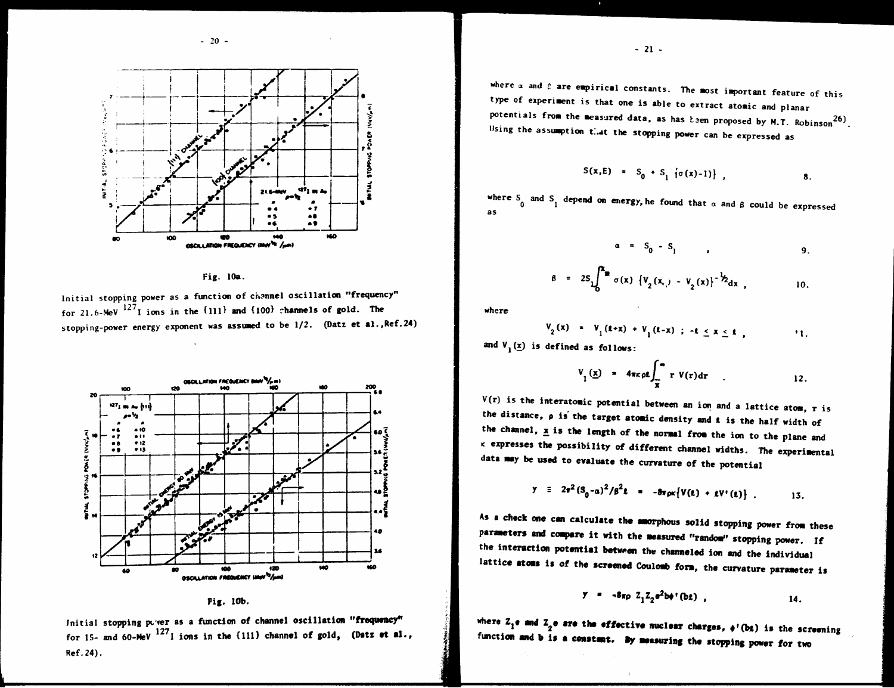Fig. 10a.

Initial stopping power as a function of channel oscillation "frequency" for 21.6-MeV $^{127}$I ions in the {111} and {100} channels of gold. The stopping-power energy exponent was assumed to be 1/2. (Datz et al.,Ref.24)

Fig. 10b.

Initial stopping power as a function of channel oscillation "frequency" for 15- and 60-MeV $^{127}$I ions in the {111} channel of gold, (Datz et al., Ref.24).

where α and β are empirical constants. The most important feature of this type of experiment is that one is able to extract atomic and planar potentials from the measured data, as has been proposed by M.T. Robinson[26]. Using the assumption that the stopping power can be expressed as

$$S(x,E) = S_0 + S_1 \{\sigma(x)-1)\} , \qquad 8.$$

where $S_0$ and $S_1$ depend on energy, he found that α and β could be expressed as

$$\alpha = S_0 - S_1 , \qquad 9.$$

$$\beta = 2S_1 \int_0^{x_m} \sigma(x) \{V_2(x_m) - V_2(x)\}^{-1/2} dx , \qquad 10.$$

where

$$V_2(x) = V_1(\ell+x) + V_1(\ell-x) ; -\ell \leq x \leq \ell , \qquad 11.$$

and $V_1(\underline{x})$ is defined as follows:

$$V_1(\underline{x}) = 4\pi\kappa\rho\ell \int_{\underline{x}}^{\infty} r V(r) dr . \qquad 12.$$

V(r) is the interatomic potential between an ion and a lattice atom, r is the distance, ρ is the target atomic density and ℓ is the half width of the channel, $\underline{x}$ is the length of the normal from the ion to the plane and κ expresses the possibility of different channel widths. The experimental data may be used to evaluate the curvature of the potential

$$y \equiv 2\pi^2 (S_0-\alpha)^2/\beta^2 \ell = -8\pi\rho\kappa\{V(\ell) + \ell V'(\ell)\} . \qquad 13.$$

As a check one can calculate the amorphous solid stopping power from these parameters and compare it with the measured "random" stopping power. If the interaction potential between the channeled ion and the individual lattice atoms is of the screened Coulomb form, the curvature parameter is

$$y = -8\pi\rho Z_1 Z_2 e^2 b\phi'(b\ell) , \qquad 14.$$

where $Z_1e$ and $Z_2e$ are the effective nuclear charges, $\phi'(b\ell)$ is the screening function and b is a constant. By measuring the stopping power for two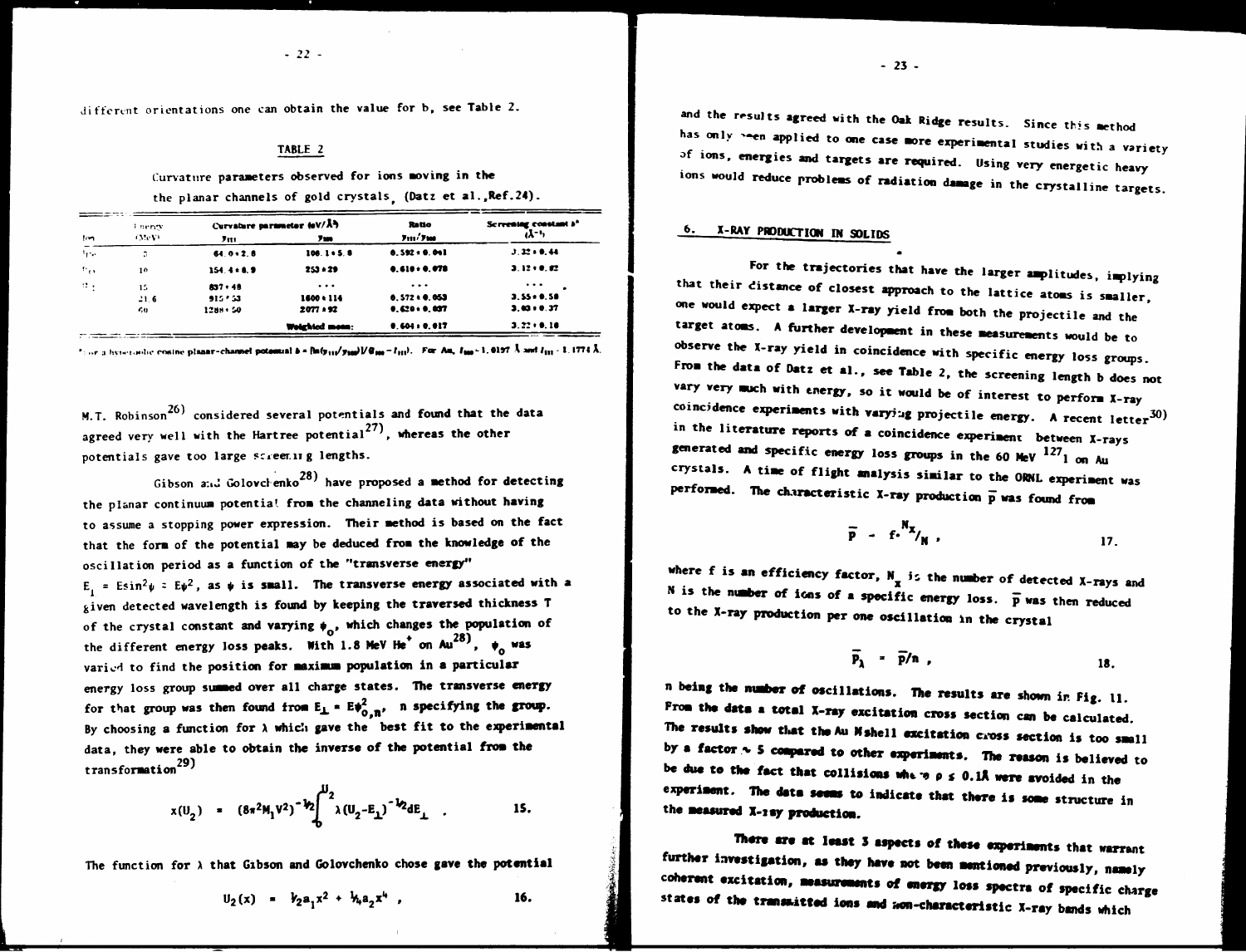different orientations one can obtain the value for b, see Table 2.

TABLE 2

Curvature parameters observed for ions moving in the planar channels of gold crystals, (Datz et al., Ref. 24).

| Ion | Energy (MeV) | Curvature parameter (eV/Å$^2$) $y_{111}$ | $y_{100}$ | Ratio $y_{111}/y_{100}$ | Screening constant b* (Å$^{-1}$) |
|---|---|---|---|---|---|
| $^4$He | 3 | 64.0 ± 2.8 | 108.1 ± 5.8 | 0.592 ± 0.041 | 3.32 ± 0.44 |
| $^{16}$O | 10 | 154.4 ± 8.9 | 253 ± 29 | 0.610 ± 0.078 | 3.12 ± 0.82 |
| $^{35}$Cl | 15 | 837 ± 48 | ... | ... | ... |
| | 21.6 | 915 ± 53 | 1600 ± 114 | 0.572 ± 0.053 | 3.55 ± 0.58 |
| | 60 | 1288 ± 50 | 2077 ± 92 | 0.620 ± 0.037 | 3.03 ± 0.37 |
| | | | Weighted mean: | 0.604 ± 0.017 | 3.22 ± 0.18 |

*For a hyperbolic cosine planar-channel potential $b = [\ln(y_{111}/y_{100})]/(\ell_{100} - \ell_{111})$. For Au, $\ell_{100}$ = 1.0197 Å and $\ell_{111}$ = 1.1774 Å.

M.T. Robinson[26] considered several potentials and found that the data agreed very well with the Hartree potential[27], whereas the other potentials gave too large screening lengths.

Gibson and Golovchenko[28] have proposed a method for detecting the planar continuum potential from the channeling data without having to assume a stopping power expression. Their method is based on the fact that the form of the potential may be deduced from the knowledge of the oscillation period as a function of the "transverse energy" $E_\perp = E\sin^2\psi \simeq E\psi^2$, as $\psi$ is small. The transverse energy associated with a given detected wavelength is found by keeping the traversed thickness T of the crystal constant and varying $\psi_o$, which changes the population of the different energy loss peaks. With 1.8 MeV $He^+$ on Au[28], $\psi_o$ was varied to find the position for maximum population in a particular energy loss group summed over all charge states. The transverse energy for that group was then found from $E_\perp = E\psi^2_{o,n}$, n specifying the group. By choosing a function for $\lambda$ which gave the best fit to the experimental data, they were able to obtain the inverse of the potential from the transformation[29])

$$x(U_2) = (8\pi^2 M_1 V^2)^{-1/2} \int_0^{U_2} \lambda (U_2 - E_\perp)^{-1/2} dE_\perp \quad . \qquad 15.$$

The function for $\lambda$ that Gibson and Golovchenko chose gave the potential

$$U_2(x) = \tfrac{1}{2} a_1 x^2 + \tfrac{1}{4} a_2 x^4 \ , \qquad 16.$$

and the results agreed with the Oak Ridge results. Since this method has only been applied to one case more experimental studies with a variety of ions, energies and targets are required. Using very energetic heavy ions would reduce problems of radiation damage in the crystalline targets.

## 6. X-RAY PRODUCTION IN SOLIDS

For the trajectories that have the larger amplitudes, implying that their distance of closest approach to the lattice atoms is smaller, one would expect a larger X-ray yield from both the projectile and the target atoms. A further development in these measurements would be to observe the X-ray yield in coincidence with specific energy loss groups. From the data of Datz et al., see Table 2, the screening length b does not vary very much with energy, so it would be of interest to perform X-ray coincidence experiments with varying projectile energy. A recent letter[30] in the literature reports of a coincidence experiment between X-rays generated and specific energy loss groups in the 60 MeV $^{127}$I on Au crystals. A time of flight analysis similar to the ORNL experiment was performed. The characteristic X-ray production $\bar{p}$ was found from

$$\bar{p} = f \cdot {}^{N_x}/_{N} \ , \qquad 17.$$

where f is an efficiency factor, $N_x$ is the number of detected X-rays and N is the number of ions of a specific energy loss. $\bar{p}$ was then reduced to the X-ray production per one oscillation in the crystal

$$\bar{p}_\lambda = \bar{p}/n \ , \qquad 18.$$

n being the number of oscillations. The results are shown in Fig. 11. From the data a total X-ray excitation cross section can be calculated. The results show that the Au M shell excitation cross section is too small by a factor ~ 5 compared to other experiments. The reason is believed to be due to the fact that collisions where $\rho \leq 0.1$Å were avoided in the experiment. The data seems to indicate that there is some structure in the measured X-ray production.

There are at least 3 aspects of these experiments that warrant further investigation, as they have not been mentioned previously, namely coherent excitation, measurements of energy loss spectra of specific charge states of the transmitted ions and non-characteristic X-ray bands which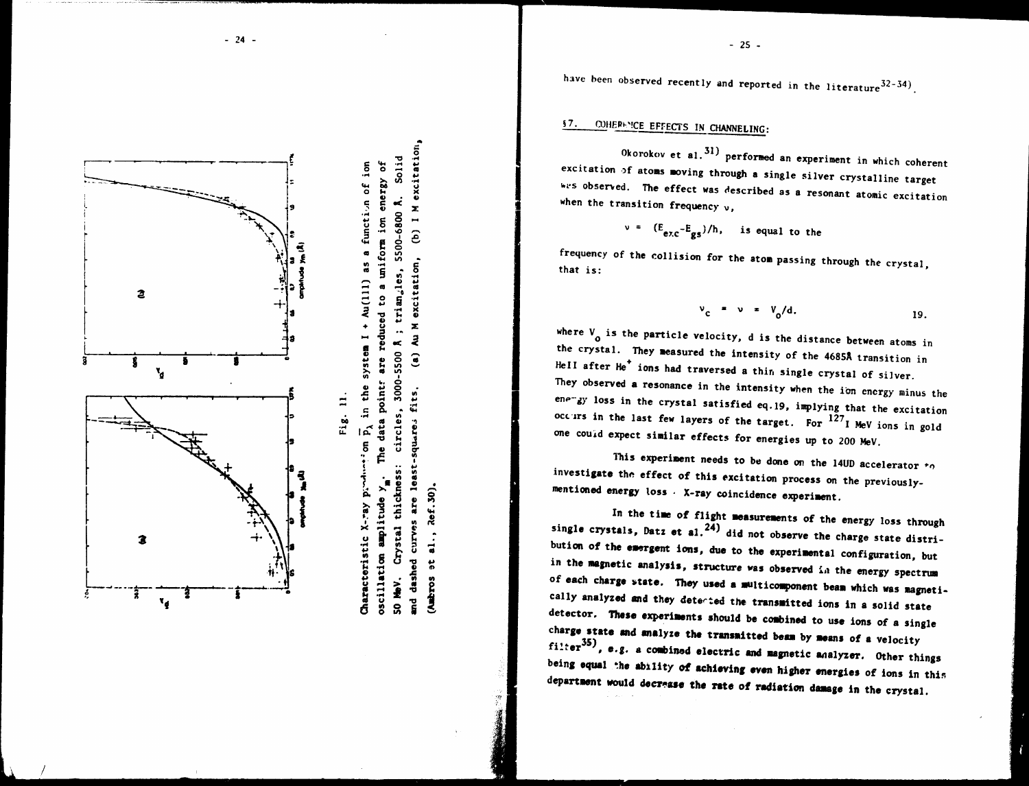Fig. 11.

Characteristic X-ray production $\bar{P}_\lambda$ in the system I + Au(111) as a function of ion oscillation amplitude $y_m$. The data points are reduced to a uniform ion energy of 50 MeV. Crystal thickness: circles, 3000-5500 Å; triangles, 5500-6800 Å. Solid and dashed curves are least-squares fits. (a) Au M excitation, (b) I M excitation, (Ambros et al., Ref.30).

have been observed recently and reported in the literature[32-34].

## §7. COHERENCE EFFECTS IN CHANNELING:

Okorokov et al.[31] performed an experiment in which coherent excitation of atoms moving through a single silver crystalline target was observed. The effect was described as a resonant atomic excitation when the transition frequency $\nu$,

$\nu = (E_{exc}-E_{gs})/h$, is equal to the

frequency of the collision for the atom passing through the crystal, that is:

$$\nu_c = \nu = V_0/d. \qquad 19.$$

where $V_0$ is the particle velocity, d is the distance between atoms in the crystal. They measured the intensity of the 4685Å transition in HeII after $He^+$ ions had traversed a thin single crystal of silver. They observed a resonance in the intensity when the ion energy minus the energy loss in the crystal satisfied eq.19, implying that the excitation occurs in the last few layers of the target. For $^{127}I$ MeV ions in gold one could expect similar effects for energies up to 200 MeV.

This experiment needs to be done on the 14UD accelerator to investigate the effect of this excitation process on the previously-mentioned energy loss - X-ray coincidence experiment.

In the time of flight measurements of the energy loss through single crystals, Datz et al.[24] did not observe the charge state distribution of the emergent ions, due to the experimental configuration, but in the magnetic analysis, structure was observed in the energy spectrum of each charge state. They used a multicomponent beam which was magnetically analyzed and they detected the transmitted ions in a solid state detector. These experiments should be combined to use ions of a single charge state and analyze the transmitted beam by means of a velocity filter[35], e.g. a combined electric and magnetic analyzer. Other things being equal the ability of achieving even higher energies of ions in this department would decrease the rate of radiation damage in the crystal.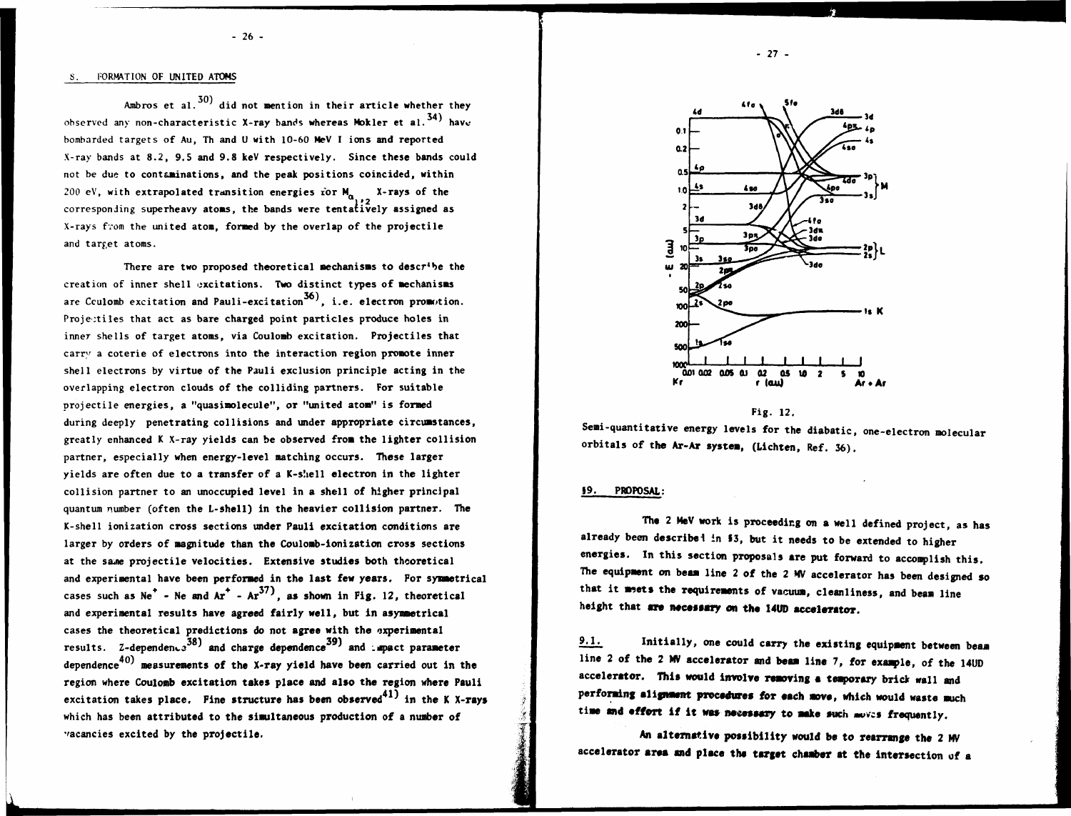## 8. FORMATION OF UNITED ATOMS

Ambros et al.[30] did not mention in their article whether they observed any non-characteristic X-ray bands whereas Mokler et al.[34] have bombarded targets of Au, Th and U with 10-60 MeV I ions and reported X-ray bands at 8.2, 9.5 and 9.8 keV respectively. Since these bands could not be due to contaminations, and the peak positions coincided, within 200 eV, with extrapolated transition energies for $M_{\alpha_{1,2}}$ X-rays of the corresponding superheavy atoms, the bands were tentatively assigned as X-rays from the united atom, formed by the overlap of the projectile and target atoms.

There are two proposed theoretical mechanisms to describe the creation of inner shell excitations. Two distinct types of mechanisms are Coulomb excitation and Pauli-excitation[36], i.e. electron promotion. Projectiles that act as bare charged point particles produce holes in inner shells of target atoms, via Coulomb excitation. Projectiles that carry a coterie of electrons into the interaction region promote inner shell electrons by virtue of the Pauli exclusion principle acting in the overlapping electron clouds of the colliding partners. For suitable projectile energies, a "quasimolecule", or "united atom" is formed during deeply penetrating collisions and under appropriate circumstances, greatly enhanced K X-ray yields can be observed from the lighter collision partner, especially when energy-level matching occurs. These larger yields are often due to a transfer of a K-shell electron in the lighter collision partner to an unoccupied level in a shell of higher principal quantum number (often the L-shell) in the heavier collision partner. The K-shell ionization cross sections under Pauli excitation conditions are larger by orders of magnitude than the Coulomb-ionization cross sections at the same projectile velocities. Extensive studies both theoretical and experimental have been performed in the last few years. For symmetrical cases such as $Ne^+$ - Ne and $Ar^+$ - Ar[37], as shown in Fig. 12, theoretical and experimental results have agreed fairly well, but in asymmetrical cases the theoretical predictions do not agree with the experimental results. Z-dependence[38] and charge dependence[39] and impact parameter dependence[40] measurements of the X-ray yield have been carried out in the region where Coulomb excitation takes place and also the region where Pauli excitation takes place. Fine structure has been observed[41] in the K X-rays which has been attributed to the simultaneous production of a number of vacancies excited by the projectile.

Fig. 12.

Semi-quantitative energy levels for the diabatic, one-electron molecular orbitals of the Ar-Ar system, (Lichten, Ref. 36).

## §9. PROPOSAL:

The 2 MeV work is proceeding on a well defined project, as has already been described in §3, but it needs to be extended to higher energies. In this section proposals are put forward to accomplish this. The equipment on beam line 2 of the 2 MV accelerator has been designed so that it meets the requirements of vacuum, cleanliness, and beam line height that are necessary on the 14UD accelerator.

9.1. Initially, one could carry the existing equipment between beam line 2 of the 2 MV accelerator and beam line 7, for example, of the 14UD accelerator. This would involve removing a temporary brick wall and performing alignment procedures for each move, which would waste much time and effort if it was necessary to make such moves frequently.

An alternative possibility would be to rearrange the 2 MV accelerator area and place the target chamber at the intersection of a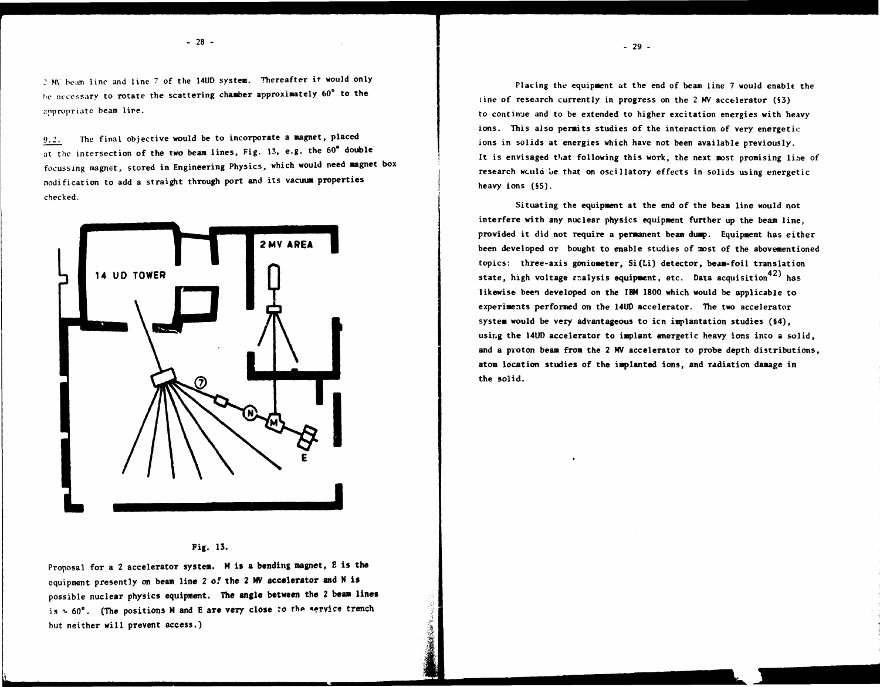2 MV beam line and line 7 of the 14UD system. Thereafter it would only be necessary to rotate the scattering chamber approximately 60° to the appropriate beam line.

9.2. The final objective would be to incorporate a magnet, placed at the intersection of the two beam lines, Fig. 13, e.g. the 60° double focussing magnet, stored in Engineering Physics, which would need magnet box modification to add a straight through port and its vacuum properties checked.

Fig. 13.

Proposal for a 2 accelerator system. M is a bending magnet, E is the equipment presently on beam line 2 of the 2 MV accelerator and N is possible nuclear physics equipment. The angle between the 2 beam lines is ~ 60°. (The positions M and E are very close to the service trench but neither will prevent access.)

Placing the equipment at the end of beam line 7 would enable the line of research currently in progress on the 2 MV accelerator (§3) to continue and to be extended to higher excitation energies with heavy ions. This also permits studies of the interaction of very energetic ions in solids at energies which have not been available previously. It is envisaged that following this work, the next most promising line of research would be that on oscillatory effects in solids using energetic heavy ions (§5).

Situating the equipment at the end of the beam line would not interfere with any nuclear physics equipment further up the beam line, provided it did not require a permanent beam dump. Equipment has either been developed or bought to enable studies of most of the abovementioned topics: three-axis goniometer, Si(Li) detector, beam-foil translation state, high voltage analysis equipment, etc. Data acquisition[42] has likewise been developed on the IBM 1800 which would be applicable to experiments performed on the 14UD accelerator. The two accelerator system would be very advantageous to ion implantation studies (§4), using the 14UD accelerator to implant energetic heavy ions into a solid, and a proton beam from the 2 MV accelerator to probe depth distributions, atom location studies of the implanted ions, and radiation damage in the solid.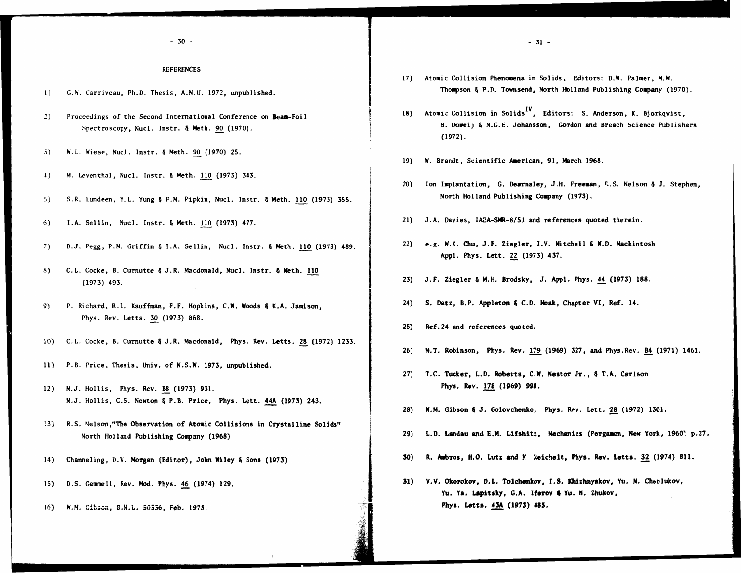## REFERENCES

1) G.N. Carriveau, Ph.D. Thesis, A.N.U. 1972, unpublished.

2) Proceedings of the Second International Conference on Beam-Foil Spectroscopy, Nucl. Instr. & Meth. 90 (1970).

3) W.L. Wiese, Nucl. Instr. & Meth. 90 (1970) 25.

4) M. Leventhal, Nucl. Instr. & Meth. 110 (1973) 343.

5) S.R. Lundeen, Y.L. Yung & F.M. Pipkin, Nucl. Instr. & Meth. 110 (1973) 355.

6) I.A. Sellin, Nucl. Instr. & Meth. 110 (1973) 477.

7) D.J. Pegg, P.M. Griffin & I.A. Sellin, Nucl. Instr. & Meth. 110 (1973) 489.

8) C.L. Cocke, B. Curnutte & J.R. Macdonald, Nucl. Instr. & Meth. 110 (1973) 493.

9) P. Richard, R.L. Kauffman, F.F. Hopkins, C.W. Woods & K.A. Jamison, Phys. Rev. Letts. 30 (1973) 888.

10) C.L. Cocke, B. Curnutte & J.R. Macdonald, Phys. Rev. Letts. 28 (1972) 1233.

11) P.B. Price, Thesis, Univ. of N.S.W. 1973, unpublished.

12) M.J. Hollis, Phys. Rev. B8 (1973) 931.
M.J. Hollis, C.S. Newton & P.B. Price, Phys. Lett. 44A (1973) 243.

13) R.S. Nelson,"The Observation of Atomic Collisions in Crystalline Solids" North Holland Publishing Company (1968)

14) Channeling, D.V. Morgan (Editor), John Wiley & Sons (1973)

15) D.S. Gemmell, Rev. Mod. Phys. 46 (1974) 129.

16) W.M. Gibson, B.N.L. 50336, Feb. 1973.

17) Atomic Collision Phenomena in Solids, Editors: D.W. Palmer, M.W. Thompson & P.D. Townsend, North Holland Publishing Company (1970).

18) Atomic Collision in Solids[IV], Editors: S. Anderson, K. Bjorkqvist, B. Domeij & N.G.E. Johansson, Gordon and Breach Science Publishers (1972).

19) W. Brandt, Scientific American, 91, March 1968.

20) Ion Implantation, G. Dearnaley, J.H. Freeman, R.S. Nelson & J. Stephen, North Holland Publishing Company (1973).

21) J.A. Davies, IAEA-SMR-8/51 and references quoted therein.

22) e.g. W.K. Chu, J.F. Ziegler, I.V. Mitchell & W.D. Mackintosh Appl. Phys. Lett. 22 (1973) 437.

23) J.F. Ziegler & M.H. Brodsky, J. Appl. Phys. 44 (1973) 188.

24) S. Datz, B.P. Appleton & C.D. Moak, Chapter VI, Ref. 14.

25) Ref.24 and references quoted.

26) M.T. Robinson, Phys. Rev. 179 (1969) 327, and Phys.Rev. B4 (1971) 1461.

27) T.C. Tucker, L.D. Roberts, C.W. Nestor Jr., & T.A. Carlson Phys. Rev. 178 (1969) 998.

28) W.M. Gibson & J. Golovchenko, Phys. Rev. Lett. 28 (1972) 1301.

29) L.D. Landau and E.M. Lifshitz, Mechanics (Pergamon, New York, 1960) p.27.

30) R. Ambros, H.O. Lutz and F. Reichelt, Phys. Rev. Letts. 32 (1974) 811.

31) V.V. Okorokov, D.L. Tolchenkov, I.S. Khizhnyakov, Yu. N. Cheblukov, Yu. Ya. Lapitsky, G.A. Iferov & Yu. N. Zhukov, Phys. Letts. 43A (1973) 485.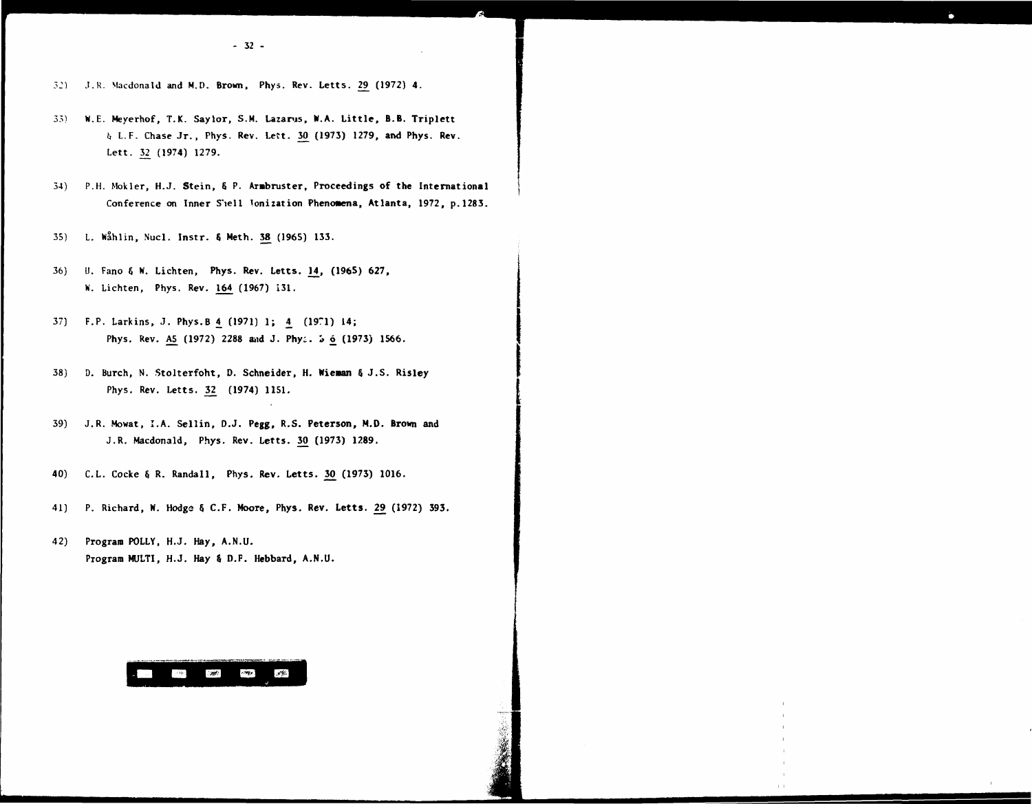32) J.R. Macdonald and M.D. Brown, Phys. Rev. Letts. 29 (1972) 4.

33) W.E. Meyerhof, T.K. Saylor, S.M. Lazarus, W.A. Little, B.B. Triplett & L.F. Chase Jr., Phys. Rev. Lett. 30 (1973) 1279, and Phys. Rev. Lett. 32 (1974) 1279.

34) P.H. Mokler, H.J. Stein, & P. Armbruster, Proceedings of the International Conference on Inner Shell Ionization Phenomena, Atlanta, 1972, p.1283.

35) L. Wåhlin, Nucl. Instr. & Meth. 38 (1965) 133.

36) U. Fano & W. Lichten, Phys. Rev. Letts. 14, (1965) 627, W. Lichten, Phys. Rev. 164 (1967) 131.

37) F.P. Larkins, J. Phys.B 4 (1971) 1; 4 (1971) 14; Phys. Rev. A5 (1972) 2288 and J. Phys. B 6 (1973) 1566.

38) D. Burch, N. Stolterfoht, D. Schneider, H. Wieman & J.S. Risley Phys. Rev. Letts. 32 (1974) 1151.

39) J.R. Mowat, I.A. Sellin, D.J. Pegg, R.S. Peterson, M.D. Brown and J.R. Macdonald, Phys. Rev. Letts. 30 (1973) 1289.

40) C.L. Cocke & R. Randall, Phys. Rev. Letts. 30 (1973) 1016.

41) P. Richard, W. Hodge & C.F. Moore, Phys. Rev. Letts. 29 (1972) 393.

42) Program POLLY, H.J. Hay, A.N.U.
Program MULTI, H.J. Hay & D.F. Hebbard, A.N.U.